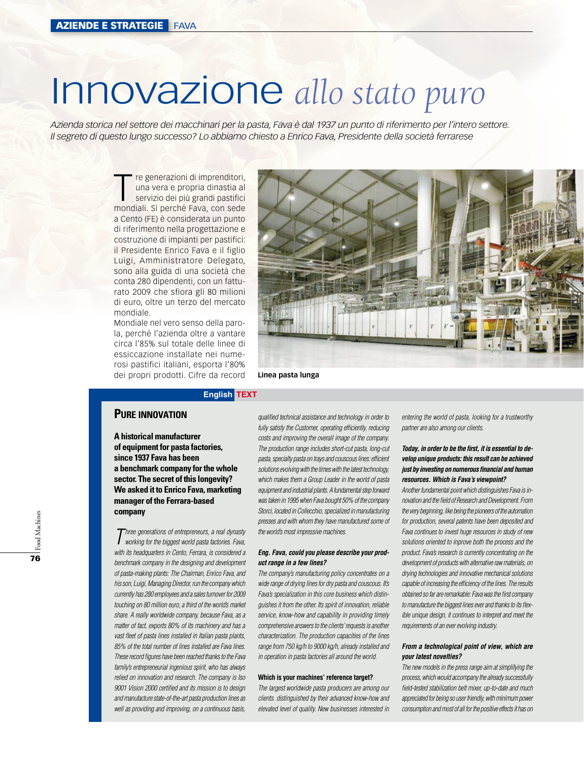# Innovazione *allo stato puro*

*Azienda storica nel settore dei macchinari per la pasta, Fava è dal 1937 un punto di riferimento per l'intero settore. Il segreto di questo lungo successo? Lo abbiamo chiesto a Enrico Fava, Presidente della società ferrarese*

Tre generazioni di imprenditori, una vera e propria dinastia al servizio dei più grandi pastifici mondiali. Sì perché Fava, con sede a Cento (FE) è considerata un punto di riferimento nella progettazione e costruzione di impianti per pastifici: il Presidente Enrico Fava e il figlio Luigi, Amministratore Delegato, sono alla guida di una società che conta 280 dipendenti, con un fatturato 2009 che sfiora gli 80 milioni di euro, oltre un terzo del mercato mondiale.

Mondiale nel vero senso della parola, perché l'azienda oltre a vantare circa l'85% sul totale delle linee di essiccazione installate nei numerosi pastifici italiani, esporta l'80% dei propri prodotti. Cifre da record

Linea pasta lunga

**English TEXT**

## Pure innovation

**A historical manufacturer of equipment for pasta factories, since 1937 Fava has been a benchmark company for the whole sector. The secret of this longevity? We asked it to Enrico Fava, marketing manager of the Ferrara-based company**

*Three generations of entrepreneurs, a real dynasty working for the biggest world pasta factories. Fava, with its headquarters in Cento, Ferrara, is considered a benchmark company in the designing and development of pasta-making plants: The Chairman, Enrico Fava, and his son, Luigi, Managing Director, run the company which currently has 280 employees and a sales turnover for 2009 touching on 80 million euro, a third of the world's market share. A really worldwide company, because Fava, as a matter of fact, exports 80% of its machinery and has a vast fleet of pasta lines installed in Italian pasta plants, 85% of the total number of lines installed are Fava lines. These record figures have been reached thanks to the Fava family's entrepreneurial ingenious spirit, who has always relied on innovation and research. The company is Iso 9001 Vision 2000 certified and its mission is to design and manufacture state-of-the-art pasta production lines as well as providing and improving, on a continuous basis, qualified technical assistance and technology in order to fully satisfy the Customer, operating efficiently, reducing costs and improving the overall image of the company. The production range includes short-cut pasta, long-cut pasta, specialty pasta on trays and couscous lines: efficient solutions evolving with the times with the latest technology, which makes them a Group Leader in the world of pasta equipment and industrial plants. A fundamental step forward was taken in 1995 when Fava bought 50% of the company Storci, located in Collecchio, specialized in manufacturing presses and with whom they have manufactured some of the world's most impressive machines.*

**Eng. Fava, could you please describe your product range in a few lines?**

*The company's manufacturing policy concentrates on a wide range of drying lines for dry pasta and couscous. Its Fava's specialization in this core business which distinguishes it from the other. Its spirit of innovation, reliable service, know-how and capability in providing timely comprehensive answers to the clients' requests is another characterization. The production capacities of the lines range from 750 kg/h to 9000 kg/h, already installed and in operation in pasta factories all around the world.*

**Which is your machines' reference target?**

*The largest worldwide pasta producers are among our clients. distinguished by their advanced know-how and elevated level of quality. New businesses interested in entering the world of pasta, looking for a trustworthy partner are also among our clients.*

**Today, in order to be the first, it is essential to develop unique products: this result can be achieved just by investing on numerous financial and human resources. Which is Fava's viewpoint?**

*Another fundamental point which distinguishes Fava is innovation and the field of Research and Development. From the very beginning, like being the pioneers of the automation for production, several patents have been deposited and Fava continues to invest huge resources in study of new solutions oriented to improve both the process and the product. Fava's research is currently concentrating on the development of products with alternative raw materials, on drying technologies and innovative mechanical solutions capable of increasing the efficiency of the lines. The results obtained so far are remarkable: Fava was the first company to manufacture the biggest lines ever and thanks to its flexible unique design, it continues to interpret and meet the requirements of an ever evolving industry.*

**From a technological point of view, which are your latest novelties?**

*The new models in the press range aim at simplifying the process, which would accompany the already successfully field-tested stabilization belt mixer, up-to-date and much appreciated for being so user friendly, with minimum power consumption and most of all for the positive effects it has on*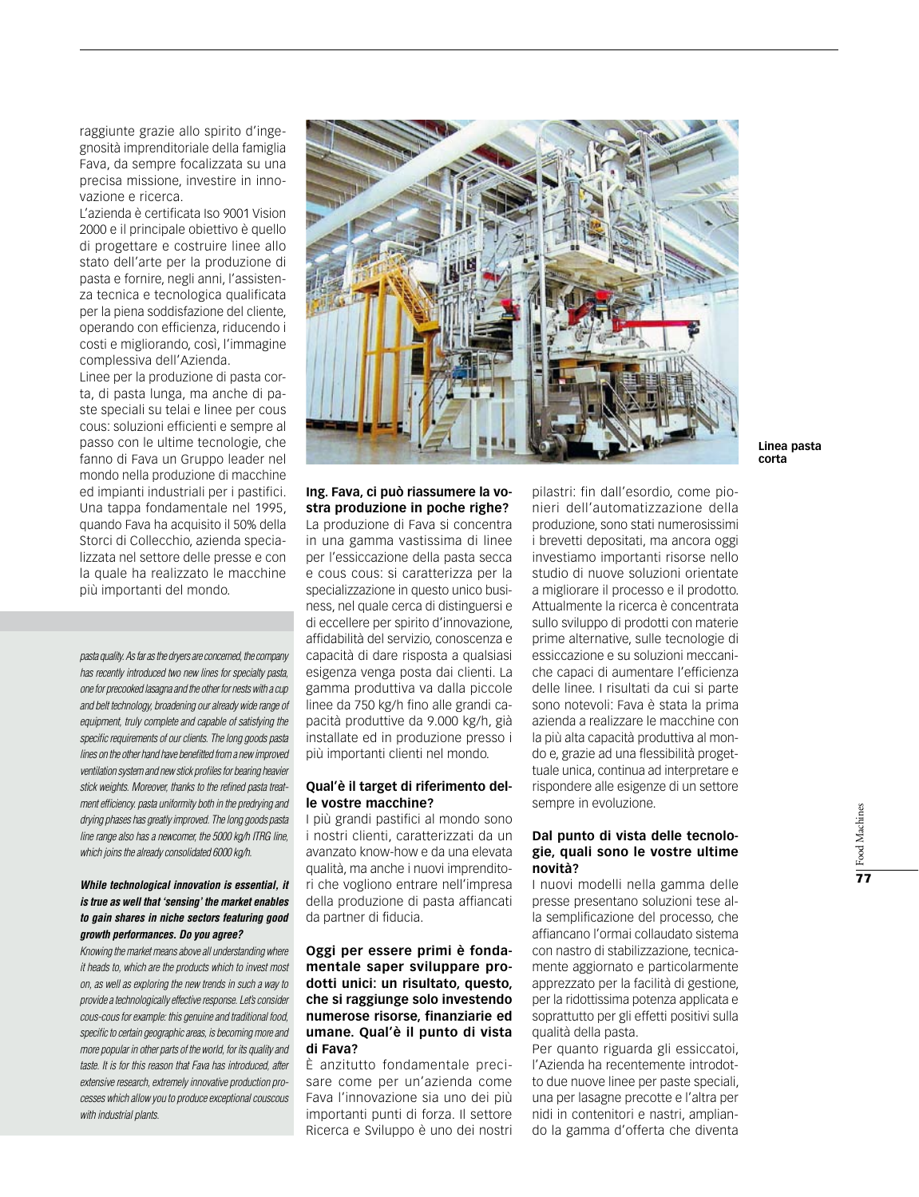raggiunte grazie allo spirito d'ingegnosità imprenditoriale della famiglia Fava, da sempre focalizzata su una precisa missione, investire in innovazione e ricerca.

L'azienda è certificata Iso 9001 Vision 2000 e il principale obiettivo è quello di progettare e costruire linee allo stato dell'arte per la produzione di pasta e fornire, negli anni, l'assistenza tecnica e tecnologica qualificata per la piena soddisfazione del cliente, operando con efficienza, riducendo i costi e migliorando, così, l'immagine complessiva dell'Azienda.

Linee per la produzione di pasta corta, di pasta lunga, ma anche di paste speciali su telai e linee per cous cous: soluzioni efficienti e sempre al passo con le ultime tecnologie, che fanno di Fava un Gruppo leader nel mondo nella produzione di macchine ed impianti industriali per i pastifici. Una tappa fondamentale nel 1995, quando Fava ha acquisito il 50% della Storci di Collecchio, azienda specializzata nel settore delle presse e con la quale ha realizzato le macchine più importanti del mondo.

*pasta quality. As far as the dryers are concerned, the company has recently introduced two new lines for specialty pasta, one for precooked lasagna and the other for nests with a cup and belt technology, broadening our already wide range of equipment, truly complete and capable of satisfying the specific requirements of our clients. The long goods pasta lines on the other hand have benefitted from a new improved ventilation system and new stick profiles for bearing heavier stick weights. Moreover, thanks to the refined pasta treatment efficiency. pasta uniformity both in the predrying and drying phases has greatly improved. The long goods pasta line range also has a newcomer, the 5000 kg/h ITRG line, which joins the already consolidated 6000 kg/h.*

***While technological innovation is essential, it is true as well that 'sensing' the market enables to gain shares in niche sectors featuring good growth performances. Do you agree?***

*Knowing the market means above all understanding where it heads to, which are the products which to invest most on, as well as exploring the new trends in such a way to provide a technologically effective response. Let's consider cous-cous for example: this genuine and traditional food, specific to certain geographic areas, is becoming more and more popular in other parts of the world, for its quality and taste. It is for this reason that Fava has introduced, after extensive research, extremely innovative production processes which allow you to produce exceptional couscous with industrial plants.*

**Linea pasta corta**

**Ing. Fava, ci può riassumere la vostra produzione in poche righe?**

La produzione di Fava si concentra in una gamma vastissima di linee per l'essiccazione della pasta secca e cous cous: si caratterizza per la specializzazione in questo unico business, nel quale cerca di distinguersi e di eccellere per spirito d'innovazione, affidabilità del servizio, conoscenza e capacità di dare risposta a qualsiasi esigenza venga posta dai clienti. La gamma produttiva va dalla piccole linee da 750 kg/h fino alle grandi capacità produttive da 9.000 kg/h, già installate ed in produzione presso i più importanti clienti nel mondo.

**Qual'è il target di riferimento delle vostre macchine?**

I più grandi pastifici al mondo sono i nostri clienti, caratterizzati da un avanzato know-how e da una elevata qualità, ma anche i nuovi imprenditori che vogliono entrare nell'impresa della produzione di pasta affiancati da partner di fiducia.

**Oggi per essere primi è fondamentale saper sviluppare prodotti unici: un risultato, questo, che si raggiunge solo investendo numerose risorse, finanziarie ed umane. Qual'è il punto di vista di Fava?**

È anzitutto fondamentale precisare come per un'azienda come Fava l'innovazione sia uno dei più importanti punti di forza. Il settore Ricerca e Sviluppo è uno dei nostri pilastri: fin dall'esordio, come pionieri dell'automatizzazione della produzione, sono stati numerosissimi i brevetti depositati, ma ancora oggi investiamo importanti risorse nello studio di nuove soluzioni orientate a migliorare il processo e il prodotto. Attualmente la ricerca è concentrata sullo sviluppo di prodotti con materie prime alternative, sulle tecnologie di essiccazione e su soluzioni meccaniche capaci di aumentare l'efficienza delle linee. I risultati da cui si parte sono notevoli: Fava è stata la prima azienda a realizzare le macchine con la più alta capacità produttiva al mondo e, grazie ad una flessibilità progettuale unica, continua ad interpretare e rispondere alle esigenze di un settore sempre in evoluzione.

**Dal punto di vista delle tecnologie, quali sono le vostre ultime novità?**

I nuovi modelli nella gamma delle presse presentano soluzioni tese alla semplificazione del processo, che affiancano l'ormai collaudato sistema con nastro di stabilizzazione, tecnicamente aggiornato e particolarmente apprezzato per la facilità di gestione, per la ridottissima potenza applicata e soprattutto per gli effetti positivi sulla qualità della pasta.

Per quanto riguarda gli essiccatoi, l'Azienda ha recentemente introdotto due nuove linee per paste speciali, una per lasagne precotte e l'altra per nidi in contenitori e nastri, ampliando la gamma d'offerta che diventa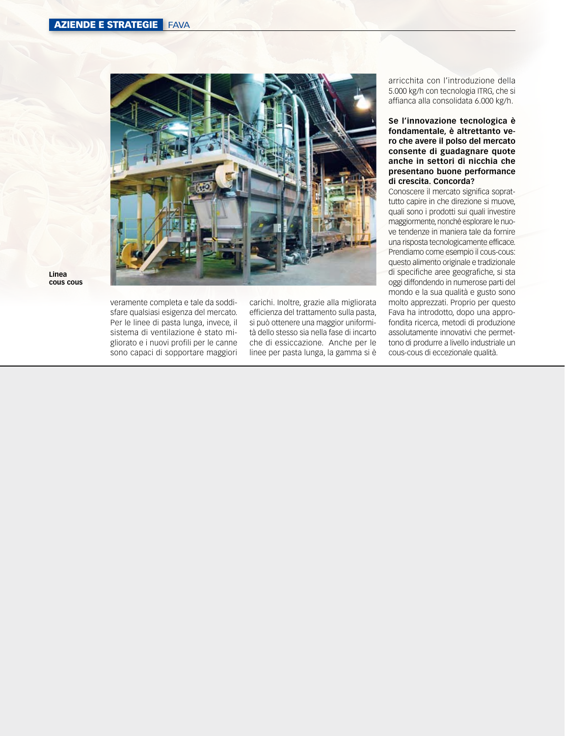Linea cous cous

veramente completa e tale da soddisfare qualsiasi esigenza del mercato. Per le linee di pasta lunga, invece, il sistema di ventilazione è stato migliorato e i nuovi profili per le canne sono capaci di sopportare maggiori carichi. Inoltre, grazie alla migliorata efficienza del trattamento sulla pasta, si può ottenere una maggior uniformità dello stesso sia nella fase di incarto che di essiccazione. Anche per le linee per pasta lunga, la gamma si è arricchita con l'introduzione della 5.000 kg/h con tecnologia ITRG, che si affianca alla consolidata 6.000 kg/h.

**Se l'innovazione tecnologica è fondamentale, è altrettanto vero che avere il polso del mercato consente di guadagnare quote anche in settori di nicchia che presentano buone performance di crescita. Concorda?**

Conoscere il mercato significa soprattutto capire in che direzione si muove, quali sono i prodotti sui quali investire maggiormente, nonché esplorare le nuove tendenze in maniera tale da fornire una risposta tecnologicamente efficace. Prendiamo come esempio il cous-cous: questo alimento originale e tradizionale di specifiche aree geografiche, si sta oggi diffondendo in numerose parti del mondo e la sua qualità e gusto sono molto apprezzati. Proprio per questo Fava ha introdotto, dopo una approfondita ricerca, metodi di produzione assolutamente innovativi che permettono di produrre a livello industriale un cous-cous di eccezionale qualità.